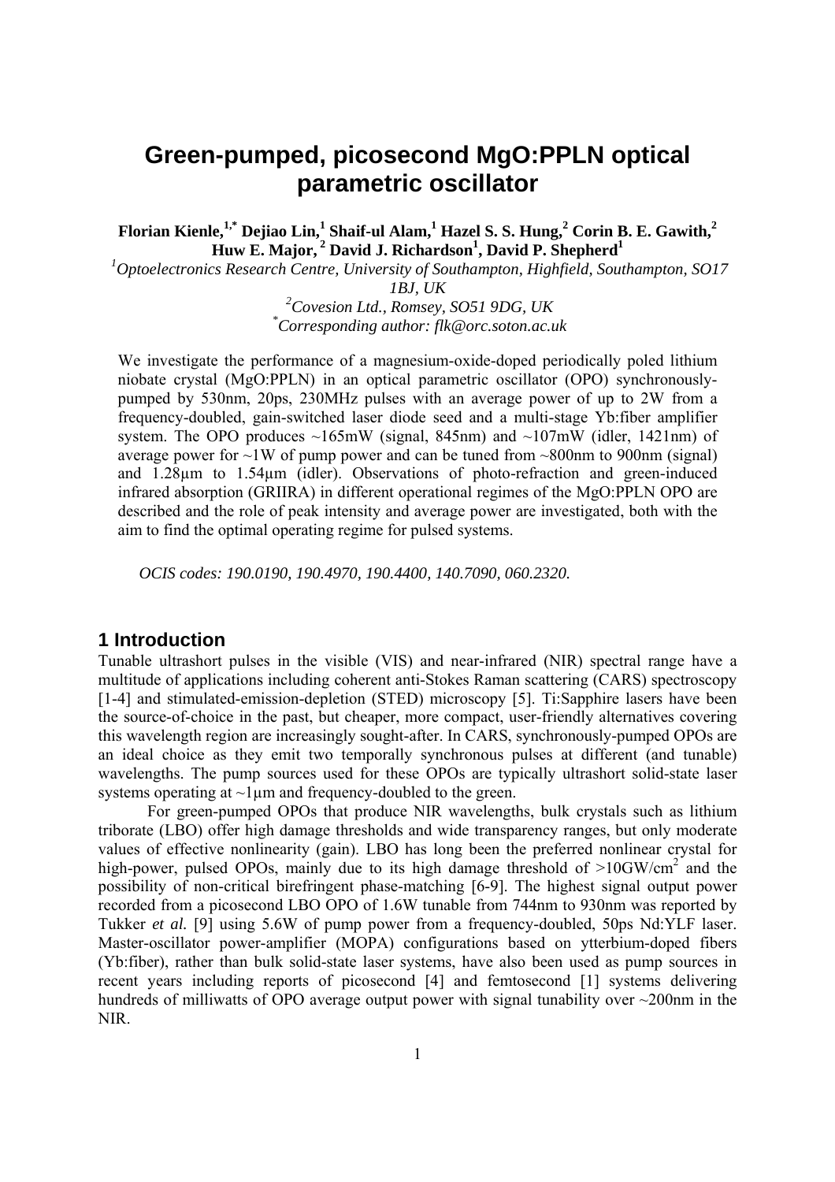# Green-pumped, picosecond MgO:PPLN optical parametric oscillator

**Florian Kienle,[1,*] Dejiao Lin,[1] Shaif-ul Alam,[1] Hazel S. S. Hung,[2] Corin B. E. Gawith,[2] Huw E. Major,[2] David J. Richardson[1], David P. Shepherd[1]**

*[1]Optoelectronics Research Centre, University of Southampton, Highfield, Southampton, SO17 1BJ, UK*

*[2]Covesion Ltd., Romsey, SO51 9DG, UK*

*[*]Corresponding author: flk@orc.soton.ac.uk*

We investigate the performance of a magnesium-oxide-doped periodically poled lithium niobate crystal (MgO:PPLN) in an optical parametric oscillator (OPO) synchronously-pumped by 530nm, 20ps, 230MHz pulses with an average power of up to 2W from a frequency-doubled, gain-switched laser diode seed and a multi-stage Yb:fiber amplifier system. The OPO produces ~165mW (signal, 845nm) and ~107mW (idler, 1421nm) of average power for ~1W of pump power and can be tuned from ~800nm to 900nm (signal) and 1.28µm to 1.54µm (idler). Observations of photo-refraction and green-induced infrared absorption (GRIIRA) in different operational regimes of the MgO:PPLN OPO are described and the role of peak intensity and average power are investigated, both with the aim to find the optimal operating regime for pulsed systems.

*OCIS codes: 190.0190, 190.4970, 190.4400, 140.7090, 060.2320.*

## 1 Introduction

Tunable ultrashort pulses in the visible (VIS) and near-infrared (NIR) spectral range have a multitude of applications including coherent anti-Stokes Raman scattering (CARS) spectroscopy [1-4] and stimulated-emission-depletion (STED) microscopy [5]. Ti:Sapphire lasers have been the source-of-choice in the past, but cheaper, more compact, user-friendly alternatives covering this wavelength region are increasingly sought-after. In CARS, synchronously-pumped OPOs are an ideal choice as they emit two temporally synchronous pulses at different (and tunable) wavelengths. The pump sources used for these OPOs are typically ultrashort solid-state laser systems operating at ~1µm and frequency-doubled to the green.

For green-pumped OPOs that produce NIR wavelengths, bulk crystals such as lithium triborate (LBO) offer high damage thresholds and wide transparency ranges, but only moderate values of effective nonlinearity (gain). LBO has long been the preferred nonlinear crystal for high-power, pulsed OPOs, mainly due to its high damage threshold of >10GW/cm$^2$ and the possibility of non-critical birefringent phase-matching [6-9]. The highest signal output power recorded from a picosecond LBO OPO of 1.6W tunable from 744nm to 930nm was reported by Tukker *et al.* [9] using 5.6W of pump power from a frequency-doubled, 50ps Nd:YLF laser. Master-oscillator power-amplifier (MOPA) configurations based on ytterbium-doped fibers (Yb:fiber), rather than bulk solid-state laser systems, have also been used as pump sources in recent years including reports of picosecond [4] and femtosecond [1] systems delivering hundreds of milliwatts of OPO average output power with signal tunability over ~200nm in the NIR.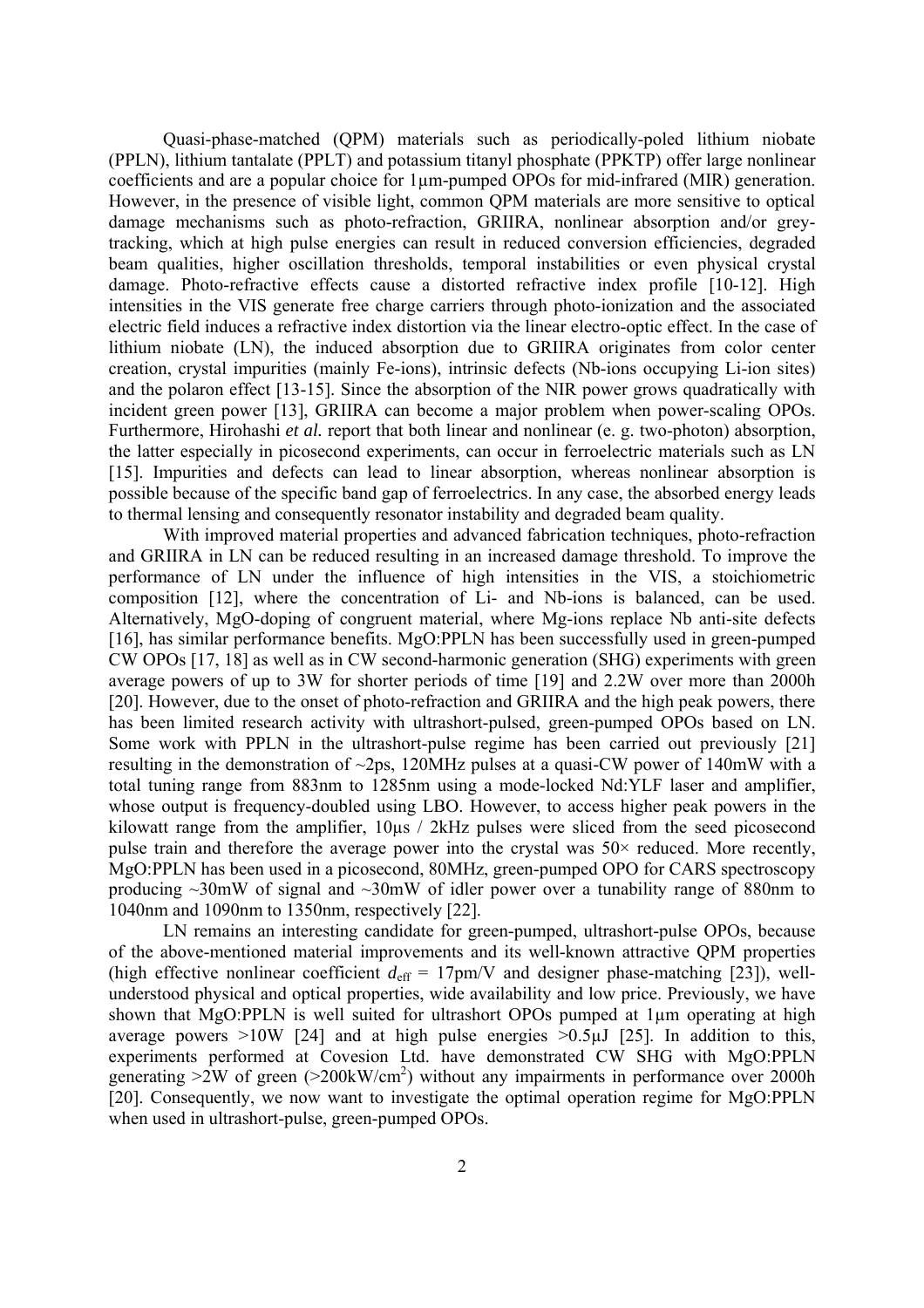Quasi-phase-matched (QPM) materials such as periodically-poled lithium niobate (PPLN), lithium tantalate (PPLT) and potassium titanyl phosphate (PPKTP) offer large nonlinear coefficients and are a popular choice for 1µm-pumped OPOs for mid-infrared (MIR) generation. However, in the presence of visible light, common QPM materials are more sensitive to optical damage mechanisms such as photo-refraction, GRIIRA, nonlinear absorption and/or grey-tracking, which at high pulse energies can result in reduced conversion efficiencies, degraded beam qualities, higher oscillation thresholds, temporal instabilities or even physical crystal damage. Photo-refractive effects cause a distorted refractive index profile [10-12]. High intensities in the VIS generate free charge carriers through photo-ionization and the associated electric field induces a refractive index distortion via the linear electro-optic effect. In the case of lithium niobate (LN), the induced absorption due to GRIIRA originates from color center creation, crystal impurities (mainly Fe-ions), intrinsic defects (Nb-ions occupying Li-ion sites) and the polaron effect [13-15]. Since the absorption of the NIR power grows quadratically with incident green power [13], GRIIRA can become a major problem when power-scaling OPOs. Furthermore, Hirohashi *et al.* report that both linear and nonlinear (e. g. two-photon) absorption, the latter especially in picosecond experiments, can occur in ferroelectric materials such as LN [15]. Impurities and defects can lead to linear absorption, whereas nonlinear absorption is possible because of the specific band gap of ferroelectrics. In any case, the absorbed energy leads to thermal lensing and consequently resonator instability and degraded beam quality.

With improved material properties and advanced fabrication techniques, photo-refraction and GRIIRA in LN can be reduced resulting in an increased damage threshold. To improve the performance of LN under the influence of high intensities in the VIS, a stoichiometric composition [12], where the concentration of Li- and Nb-ions is balanced, can be used. Alternatively, MgO-doping of congruent material, where Mg-ions replace Nb anti-site defects [16], has similar performance benefits. MgO:PPLN has been successfully used in green-pumped CW OPOs [17, 18] as well as in CW second-harmonic generation (SHG) experiments with green average powers of up to 3W for shorter periods of time [19] and 2.2W over more than 2000h [20]. However, due to the onset of photo-refraction and GRIIRA and the high peak powers, there has been limited research activity with ultrashort-pulsed, green-pumped OPOs based on LN. Some work with PPLN in the ultrashort-pulse regime has been carried out previously [21] resulting in the demonstration of ~2ps, 120MHz pulses at a quasi-CW power of 140mW with a total tuning range from 883nm to 1285nm using a mode-locked Nd:YLF laser and amplifier, whose output is frequency-doubled using LBO. However, to access higher peak powers in the kilowatt range from the amplifier, 10µs / 2kHz pulses were sliced from the seed picosecond pulse train and therefore the average power into the crystal was 50× reduced. More recently, MgO:PPLN has been used in a picosecond, 80MHz, green-pumped OPO for CARS spectroscopy producing ~30mW of signal and ~30mW of idler power over a tunability range of 880nm to 1040nm and 1090nm to 1350nm, respectively [22].

LN remains an interesting candidate for green-pumped, ultrashort-pulse OPOs, because of the above-mentioned material improvements and its well-known attractive QPM properties (high effective nonlinear coefficient $d_{eff}$ = 17pm/V and designer phase-matching [23]), well-understood physical and optical properties, wide availability and low price. Previously, we have shown that MgO:PPLN is well suited for ultrashort OPOs pumped at 1µm operating at high average powers >10W [24] and at high pulse energies >0.5µJ [25]. In addition to this, experiments performed at Covesion Ltd. have demonstrated CW SHG with MgO:PPLN generating >2W of green (>200kW/cm$^2$) without any impairments in performance over 2000h [20]. Consequently, we now want to investigate the optimal operation regime for MgO:PPLN when used in ultrashort-pulse, green-pumped OPOs.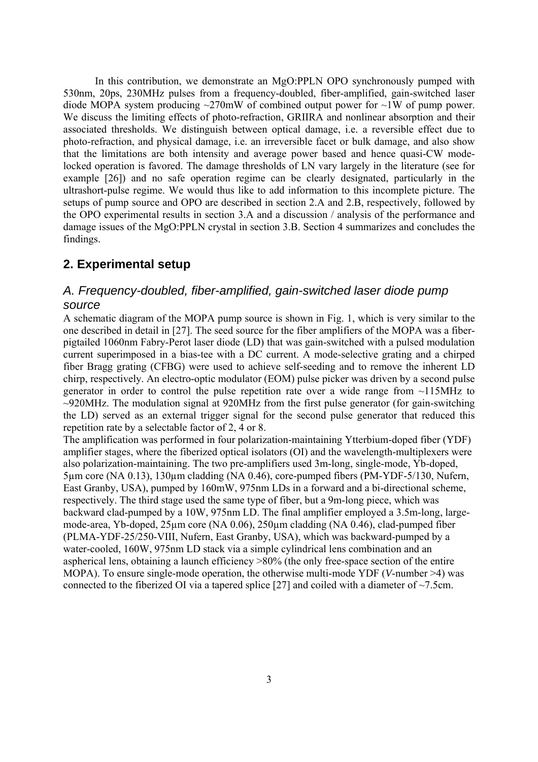In this contribution, we demonstrate an MgO:PPLN OPO synchronously pumped with 530nm, 20ps, 230MHz pulses from a frequency-doubled, fiber-amplified, gain-switched laser diode MOPA system producing ~270mW of combined output power for ~1W of pump power. We discuss the limiting effects of photo-refraction, GRIIRA and nonlinear absorption and their associated thresholds. We distinguish between optical damage, i.e. a reversible effect due to photo-refraction, and physical damage, i.e. an irreversible facet or bulk damage, and also show that the limitations are both intensity and average power based and hence quasi-CW mode-locked operation is favored. The damage thresholds of LN vary largely in the literature (see for example [26]) and no safe operation regime can be clearly designated, particularly in the ultrashort-pulse regime. We would thus like to add information to this incomplete picture. The setups of pump source and OPO are described in section 2.A and 2.B, respectively, followed by the OPO experimental results in section 3.A and a discussion / analysis of the performance and damage issues of the MgO:PPLN crystal in section 3.B. Section 4 summarizes and concludes the findings.

## 2. Experimental setup

### *A. Frequency-doubled, fiber-amplified, gain-switched laser diode pump source*

A schematic diagram of the MOPA pump source is shown in Fig. 1, which is very similar to the one described in detail in [27]. The seed source for the fiber amplifiers of the MOPA was a fiber-pigtailed 1060nm Fabry-Perot laser diode (LD) that was gain-switched with a pulsed modulation current superimposed in a bias-tee with a DC current. A mode-selective grating and a chirped fiber Bragg grating (CFBG) were used to achieve self-seeding and to remove the inherent LD chirp, respectively. An electro-optic modulator (EOM) pulse picker was driven by a second pulse generator in order to control the pulse repetition rate over a wide range from ~115MHz to ~920MHz. The modulation signal at 920MHz from the first pulse generator (for gain-switching the LD) served as an external trigger signal for the second pulse generator that reduced this repetition rate by a selectable factor of 2, 4 or 8.

The amplification was performed in four polarization-maintaining Ytterbium-doped fiber (YDF) amplifier stages, where the fiberized optical isolators (OI) and the wavelength-multiplexers were also polarization-maintaining. The two pre-amplifiers used 3m-long, single-mode, Yb-doped, 5µm core (NA 0.13), 130µm cladding (NA 0.46), core-pumped fibers (PM-YDF-5/130, Nufern, East Granby, USA), pumped by 160mW, 975nm LDs in a forward and a bi-directional scheme, respectively. The third stage used the same type of fiber, but a 9m-long piece, which was backward clad-pumped by a 10W, 975nm LD. The final amplifier employed a 3.5m-long, large-mode-area, Yb-doped, 25µm core (NA 0.06), 250µm cladding (NA 0.46), clad-pumped fiber (PLMA-YDF-25/250-VIII, Nufern, East Granby, USA), which was backward-pumped by a water-cooled, 160W, 975nm LD stack via a simple cylindrical lens combination and an aspherical lens, obtaining a launch efficiency >80% (the only free-space section of the entire MOPA). To ensure single-mode operation, the otherwise multi-mode YDF (*V*-number >4) was connected to the fiberized OI via a tapered splice [27] and coiled with a diameter of ~7.5cm.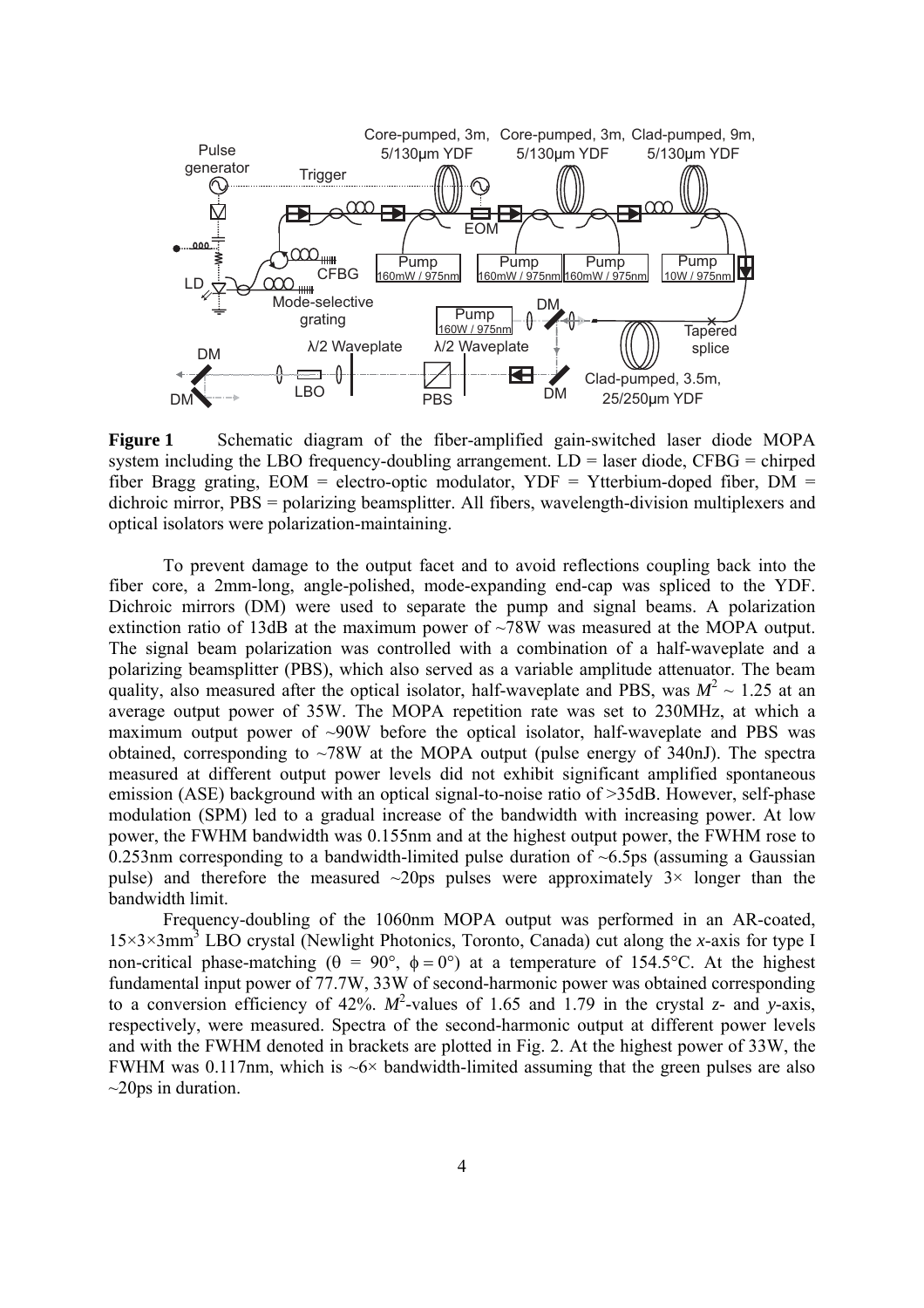**Figure 1** Schematic diagram of the fiber-amplified gain-switched laser diode MOPA system including the LBO frequency-doubling arrangement. LD = laser diode, CFBG = chirped fiber Bragg grating, EOM = electro-optic modulator, YDF = Ytterbium-doped fiber, DM = dichroic mirror, PBS = polarizing beamsplitter. All fibers, wavelength-division multiplexers and optical isolators were polarization-maintaining.

To prevent damage to the output facet and to avoid reflections coupling back into the fiber core, a 2mm-long, angle-polished, mode-expanding end-cap was spliced to the YDF. Dichroic mirrors (DM) were used to separate the pump and signal beams. A polarization extinction ratio of 13dB at the maximum power of ~78W was measured at the MOPA output. The signal beam polarization was controlled with a combination of a half-waveplate and a polarizing beamsplitter (PBS), which also served as a variable amplitude attenuator. The beam quality, also measured after the optical isolator, half-waveplate and PBS, was $M^2 \sim 1.25$ at an average output power of 35W. The MOPA repetition rate was set to 230MHz, at which a maximum output power of ~90W before the optical isolator, half-waveplate and PBS was obtained, corresponding to ~78W at the MOPA output (pulse energy of 340nJ). The spectra measured at different output power levels did not exhibit significant amplified spontaneous emission (ASE) background with an optical signal-to-noise ratio of >35dB. However, self-phase modulation (SPM) led to a gradual increase of the bandwidth with increasing power. At low power, the FWHM bandwidth was 0.155nm and at the highest output power, the FWHM rose to 0.253nm corresponding to a bandwidth-limited pulse duration of ~6.5ps (assuming a Gaussian pulse) and therefore the measured ~20ps pulses were approximately 3× longer than the bandwidth limit.

Frequency-doubling of the 1060nm MOPA output was performed in an AR-coated, $15\times3\times3\text{mm}^3$ LBO crystal (Newlight Photonics, Toronto, Canada) cut along the *x*-axis for type I non-critical phase-matching ($\theta = 90°$, $\phi = 0°$) at a temperature of 154.5°C. At the highest fundamental input power of 77.7W, 33W of second-harmonic power was obtained corresponding to a conversion efficiency of 42%. $M^2$-values of 1.65 and 1.79 in the crystal *z*- and *y*-axis, respectively, were measured. Spectra of the second-harmonic output at different power levels and with the FWHM denoted in brackets are plotted in Fig. 2. At the highest power of 33W, the FWHM was 0.117nm, which is ~6× bandwidth-limited assuming that the green pulses are also ~20ps in duration.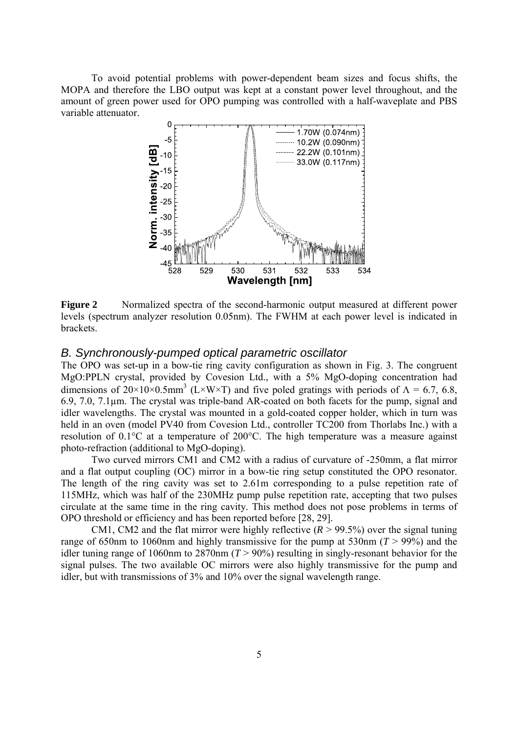To avoid potential problems with power-dependent beam sizes and focus shifts, the MOPA and therefore the LBO output was kept at a constant power level throughout, and the amount of green power used for OPO pumping was controlled with a half-waveplate and PBS variable attenuator.

**Figure 2** Normalized spectra of the second-harmonic output measured at different power levels (spectrum analyzer resolution 0.05nm). The FWHM at each power level is indicated in brackets.

## *B. Synchronously-pumped optical parametric oscillator*

The OPO was set-up in a bow-tie ring cavity configuration as shown in Fig. 3. The congruent MgO:PPLN crystal, provided by Covesion Ltd., with a 5% MgO-doping concentration had dimensions of $20\times10\times0.5\text{mm}^3$ (L×W×T) and five poled gratings with periods of $\Lambda$ = 6.7, 6.8, 6.9, 7.0, 7.1µm. The crystal was triple-band AR-coated on both facets for the pump, signal and idler wavelengths. The crystal was mounted in a gold-coated copper holder, which in turn was held in an oven (model PV40 from Covesion Ltd., controller TC200 from Thorlabs Inc.) with a resolution of 0.1°C at a temperature of 200°C. The high temperature was a measure against photo-refraction (additional to MgO-doping).

Two curved mirrors CM1 and CM2 with a radius of curvature of -250mm, a flat mirror and a flat output coupling (OC) mirror in a bow-tie ring setup constituted the OPO resonator. The length of the ring cavity was set to 2.61m corresponding to a pulse repetition rate of 115MHz, which was half of the 230MHz pump pulse repetition rate, accepting that two pulses circulate at the same time in the ring cavity. This method does not pose problems in terms of OPO threshold or efficiency and has been reported before [28, 29].

CM1, CM2 and the flat mirror were highly reflective ($R$ > 99.5%) over the signal tuning range of 650nm to 1060nm and highly transmissive for the pump at 530nm ($T$ > 99%) and the idler tuning range of 1060nm to 2870nm ($T$ > 90%) resulting in singly-resonant behavior for the signal pulses. The two available OC mirrors were also highly transmissive for the pump and idler, but with transmissions of 3% and 10% over the signal wavelength range.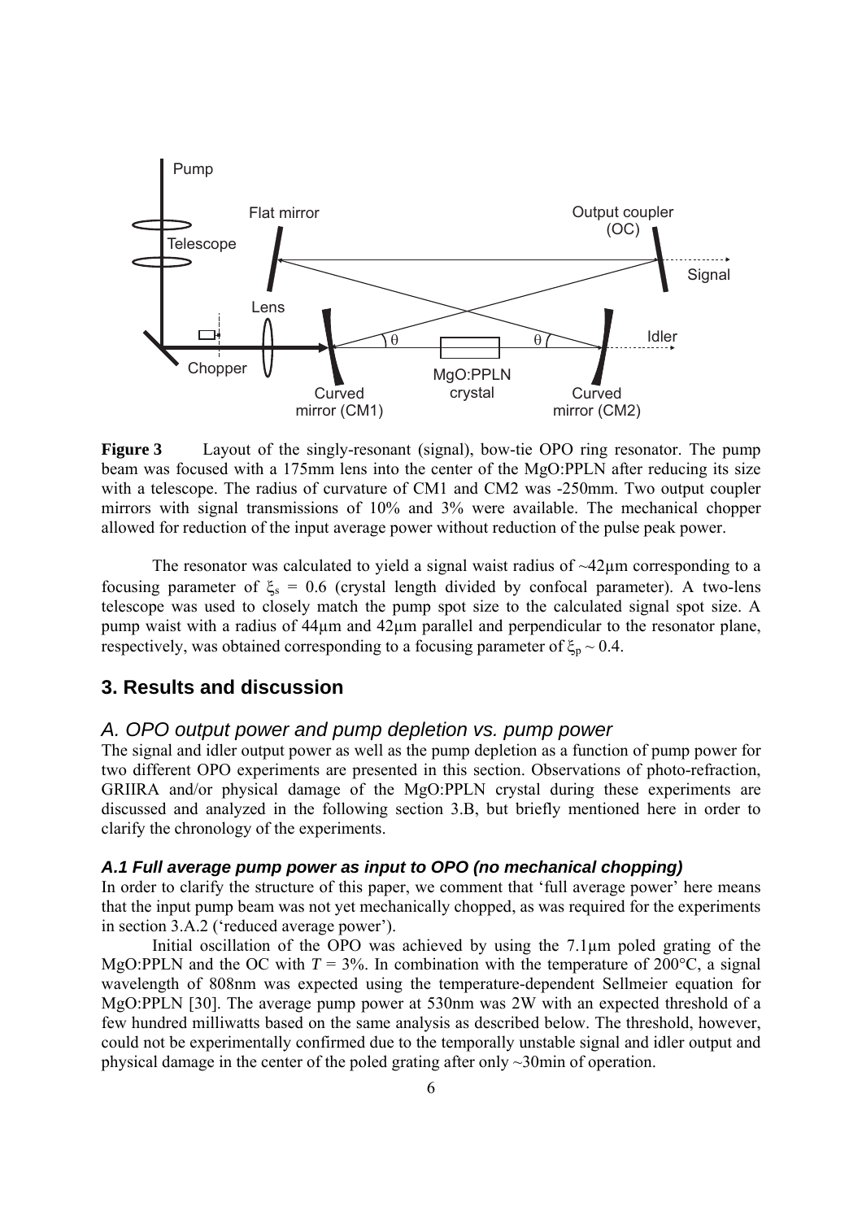**Figure 3** Layout of the singly-resonant (signal), bow-tie OPO ring resonator. The pump beam was focused with a 175mm lens into the center of the MgO:PPLN after reducing its size with a telescope. The radius of curvature of CM1 and CM2 was -250mm. Two output coupler mirrors with signal transmissions of 10% and 3% were available. The mechanical chopper allowed for reduction of the input average power without reduction of the pulse peak power.

The resonator was calculated to yield a signal waist radius of ~42µm corresponding to a focusing parameter of $\xi_s = 0.6$ (crystal length divided by confocal parameter). A two-lens telescope was used to closely match the pump spot size to the calculated signal spot size. A pump waist with a radius of 44µm and 42µm parallel and perpendicular to the resonator plane, respectively, was obtained corresponding to a focusing parameter of $\xi_p \sim 0.4$.

## 3. Results and discussion

### *A. OPO output power and pump depletion vs. pump power*

The signal and idler output power as well as the pump depletion as a function of pump power for two different OPO experiments are presented in this section. Observations of photo-refraction, GRIIRA and/or physical damage of the MgO:PPLN crystal during these experiments are discussed and analyzed in the following section 3.B, but briefly mentioned here in order to clarify the chronology of the experiments.

#### *A.1 Full average pump power as input to OPO (no mechanical chopping)*

In order to clarify the structure of this paper, we comment that 'full average power' here means that the input pump beam was not yet mechanically chopped, as was required for the experiments in section 3.A.2 ('reduced average power').

Initial oscillation of the OPO was achieved by using the 7.1µm poled grating of the MgO:PPLN and the OC with $T = 3\%$. In combination with the temperature of 200°C, a signal wavelength of 808nm was expected using the temperature-dependent Sellmeier equation for MgO:PPLN [30]. The average pump power at 530nm was 2W with an expected threshold of a few hundred milliwatts based on the same analysis as described below. The threshold, however, could not be experimentally confirmed due to the temporally unstable signal and idler output and physical damage in the center of the poled grating after only ~30min of operation.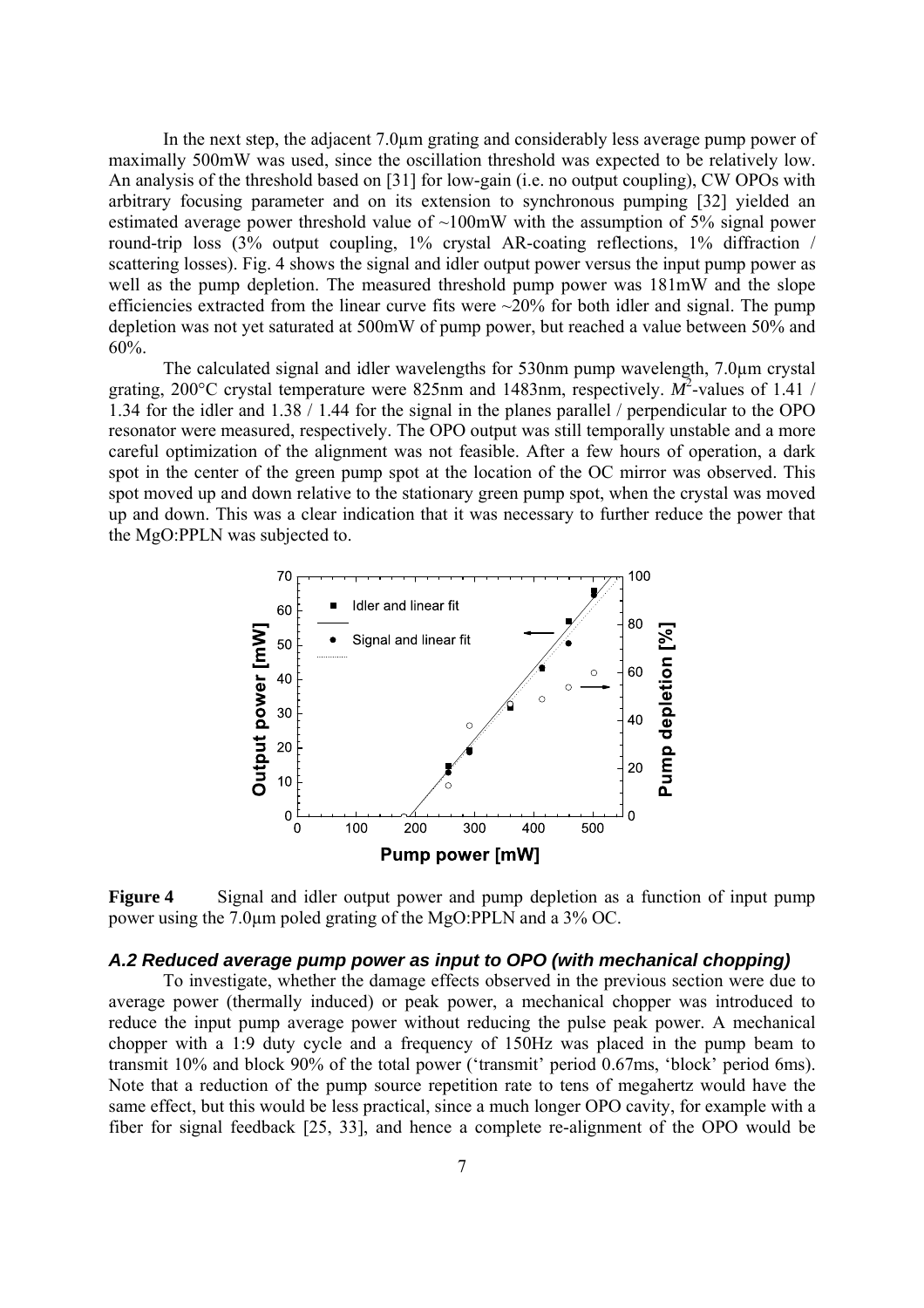In the next step, the adjacent 7.0µm grating and considerably less average pump power of maximally 500mW was used, since the oscillation threshold was expected to be relatively low. An analysis of the threshold based on [31] for low-gain (i.e. no output coupling), CW OPOs with arbitrary focusing parameter and on its extension to synchronous pumping [32] yielded an estimated average power threshold value of ~100mW with the assumption of 5% signal power round-trip loss (3% output coupling, 1% crystal AR-coating reflections, 1% diffraction / scattering losses). Fig. 4 shows the signal and idler output power versus the input pump power as well as the pump depletion. The measured threshold pump power was 181mW and the slope efficiencies extracted from the linear curve fits were ~20% for both idler and signal. The pump depletion was not yet saturated at 500mW of pump power, but reached a value between 50% and 60%.

The calculated signal and idler wavelengths for 530nm pump wavelength, 7.0µm crystal grating, 200°C crystal temperature were 825nm and 1483nm, respectively. $M^2$-values of 1.41 / 1.34 for the idler and 1.38 / 1.44 for the signal in the planes parallel / perpendicular to the OPO resonator were measured, respectively. The OPO output was still temporally unstable and a more careful optimization of the alignment was not feasible. After a few hours of operation, a dark spot in the center of the green pump spot at the location of the OC mirror was observed. This spot moved up and down relative to the stationary green pump spot, when the crystal was moved up and down. This was a clear indication that it was necessary to further reduce the power that the MgO:PPLN was subjected to.

**Figure 4** Signal and idler output power and pump depletion as a function of input pump power using the 7.0µm poled grating of the MgO:PPLN and a 3% OC.

### *A.2 Reduced average pump power as input to OPO (with mechanical chopping)*

To investigate, whether the damage effects observed in the previous section were due to average power (thermally induced) or peak power, a mechanical chopper was introduced to reduce the input pump average power without reducing the pulse peak power. A mechanical chopper with a 1:9 duty cycle and a frequency of 150Hz was placed in the pump beam to transmit 10% and block 90% of the total power ('transmit' period 0.67ms, 'block' period 6ms). Note that a reduction of the pump source repetition rate to tens of megahertz would have the same effect, but this would be less practical, since a much longer OPO cavity, for example with a fiber for signal feedback [25, 33], and hence a complete re-alignment of the OPO would be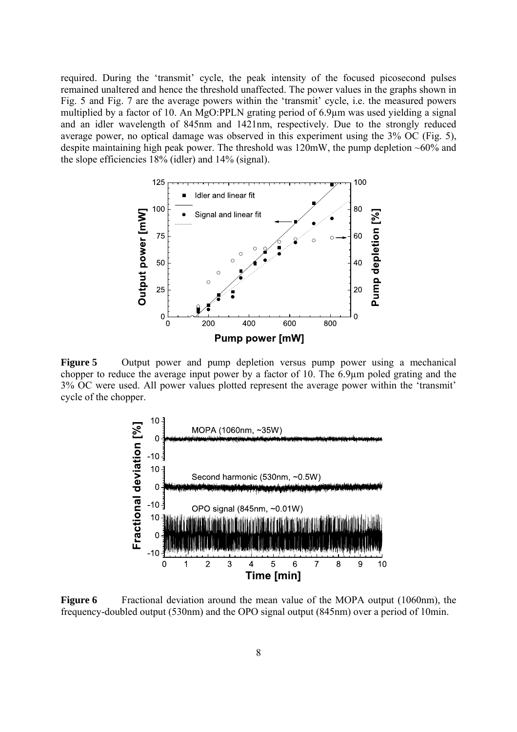required. During the 'transmit' cycle, the peak intensity of the focused picosecond pulses remained unaltered and hence the threshold unaffected. The power values in the graphs shown in Fig. 5 and Fig. 7 are the average powers within the 'transmit' cycle, i.e. the measured powers multiplied by a factor of 10. An MgO:PPLN grating period of 6.9μm was used yielding a signal and an idler wavelength of 845nm and 1421nm, respectively. Due to the strongly reduced average power, no optical damage was observed in this experiment using the 3% OC (Fig. 5), despite maintaining high peak power. The threshold was 120mW, the pump depletion ~60% and the slope efficiencies 18% (idler) and 14% (signal).

**Figure 5** Output power and pump depletion versus pump power using a mechanical chopper to reduce the average input power by a factor of 10. The 6.9μm poled grating and the 3% OC were used. All power values plotted represent the average power within the 'transmit' cycle of the chopper.

**Figure 6** Fractional deviation around the mean value of the MOPA output (1060nm), the frequency-doubled output (530nm) and the OPO signal output (845nm) over a period of 10min.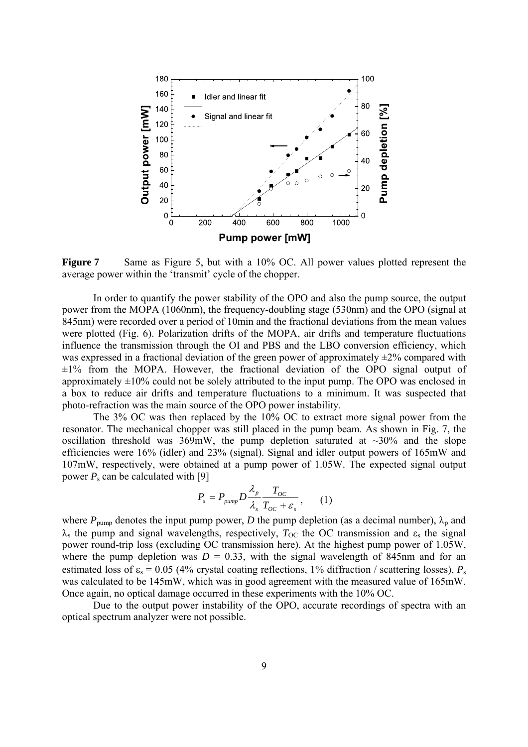**Figure 7** Same as Figure 5, but with a 10% OC. All power values plotted represent the average power within the 'transmit' cycle of the chopper.

In order to quantify the power stability of the OPO and also the pump source, the output power from the MOPA (1060nm), the frequency-doubling stage (530nm) and the OPO (signal at 845nm) were recorded over a period of 10min and the fractional deviations from the mean values were plotted (Fig. 6). Polarization drifts of the MOPA, air drifts and temperature fluctuations influence the transmission through the OI and PBS and the LBO conversion efficiency, which was expressed in a fractional deviation of the green power of approximately ±2% compared with ±1% from the MOPA. However, the fractional deviation of the OPO signal output of approximately ±10% could not be solely attributed to the input pump. The OPO was enclosed in a box to reduce air drifts and temperature fluctuations to a minimum. It was suspected that photo-refraction was the main source of the OPO power instability.

The 3% OC was then replaced by the 10% OC to extract more signal power from the resonator. The mechanical chopper was still placed in the pump beam. As shown in Fig. 7, the oscillation threshold was 369mW, the pump depletion saturated at ~30% and the slope efficiencies were 16% (idler) and 23% (signal). Signal and idler output powers of 165mW and 107mW, respectively, were obtained at a pump power of 1.05W. The expected signal output power $P_s$ can be calculated with [9]

$$P_s = P_{pump} D \frac{\lambda_p}{\lambda_s} \frac{T_{OC}}{T_{OC} + \varepsilon_s}, \qquad (1)$$

where $P_{pump}$ denotes the input pump power, $D$ the pump depletion (as a decimal number), $\lambda_p$ and $\lambda_s$ the pump and signal wavelengths, respectively, $T_{OC}$ the OC transmission and $\varepsilon_s$ the signal power round-trip loss (excluding OC transmission here). At the highest pump power of 1.05W, where the pump depletion was $D = 0.33$, with the signal wavelength of 845nm and for an estimated loss of $\varepsilon_s = 0.05$ (4% crystal coating reflections, 1% diffraction / scattering losses), $P_s$ was calculated to be 145mW, which was in good agreement with the measured value of 165mW. Once again, no optical damage occurred in these experiments with the 10% OC.

Due to the output power instability of the OPO, accurate recordings of spectra with an optical spectrum analyzer were not possible.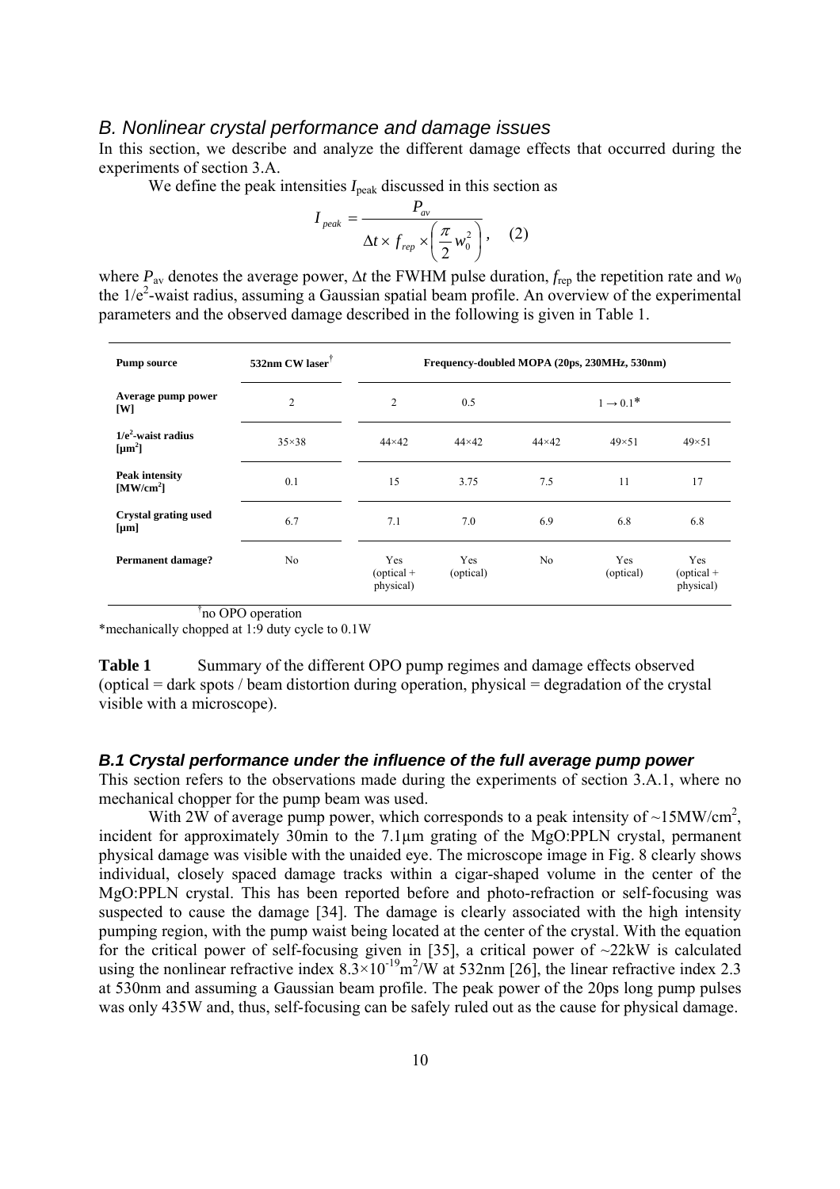## B. Nonlinear crystal performance and damage issues

In this section, we describe and analyze the different damage effects that occurred during the experiments of section 3.A.

We define the peak intensities $I_{peak}$ discussed in this section as

$$I_{peak} = \frac{P_{av}}{\Delta t \times f_{rep} \times \left( \frac{\pi}{2} w_0^2 \right)}, \quad (2)$$

where $P_{av}$ denotes the average power, $\Delta t$ the FWHM pulse duration, $f_{rep}$ the repetition rate and $w_0$ the $1/e^2$-waist radius, assuming a Gaussian spatial beam profile. An overview of the experimental parameters and the observed damage described in the following is given in Table 1.

| **Pump source** | **532nm CW laser**[†] | **Frequency-doubled MOPA (20ps, 230MHz, 530nm)** | | | | |
|---|---|---|---|---|---|---|
| **Average pump power [W]** | 2 | 2 | 0.5 | $1 \rightarrow 0.1$* | | |
| **$1/e^2$-waist radius [$\mu m^2$]** | 35×38 | 44×42 | 44×42 | 44×42 | 49×51 | 49×51 |
| **Peak intensity [$MW/cm^2$]** | 0.1 | 15 | 3.75 | 7.5 | 11 | 17 |
| **Crystal grating used [μm]** | 6.7 | 7.1 | 7.0 | 6.9 | 6.8 | 6.8 |
| **Permanent damage?** | No | Yes (optical + physical) | Yes (optical) | No | Yes (optical) | Yes (optical + physical) |

[†]no OPO operation

*mechanically chopped at 1:9 duty cycle to 0.1W

**Table 1** Summary of the different OPO pump regimes and damage effects observed (optical = dark spots / beam distortion during operation, physical = degradation of the crystal visible with a microscope).

### B.1 Crystal performance under the influence of the full average pump power

This section refers to the observations made during the experiments of section 3.A.1, where no mechanical chopper for the pump beam was used.

With 2W of average pump power, which corresponds to a peak intensity of ~15MW/cm$^2$, incident for approximately 30min to the 7.1μm grating of the MgO:PPLN crystal, permanent physical damage was visible with the unaided eye. The microscope image in Fig. 8 clearly shows individual, closely spaced damage tracks within a cigar-shaped volume in the center of the MgO:PPLN crystal. This has been reported before and photo-refraction or self-focusing was suspected to cause the damage [34]. The damage is clearly associated with the high intensity pumping region, with the pump waist being located at the center of the crystal. With the equation for the critical power of self-focusing given in [35], a critical power of ~22kW is calculated using the nonlinear refractive index $8.3\times10^{-19}$m$^2$/W at 532nm [26], the linear refractive index 2.3 at 530nm and assuming a Gaussian beam profile. The peak power of the 20ps long pump pulses was only 435W and, thus, self-focusing can be safely ruled out as the cause for physical damage.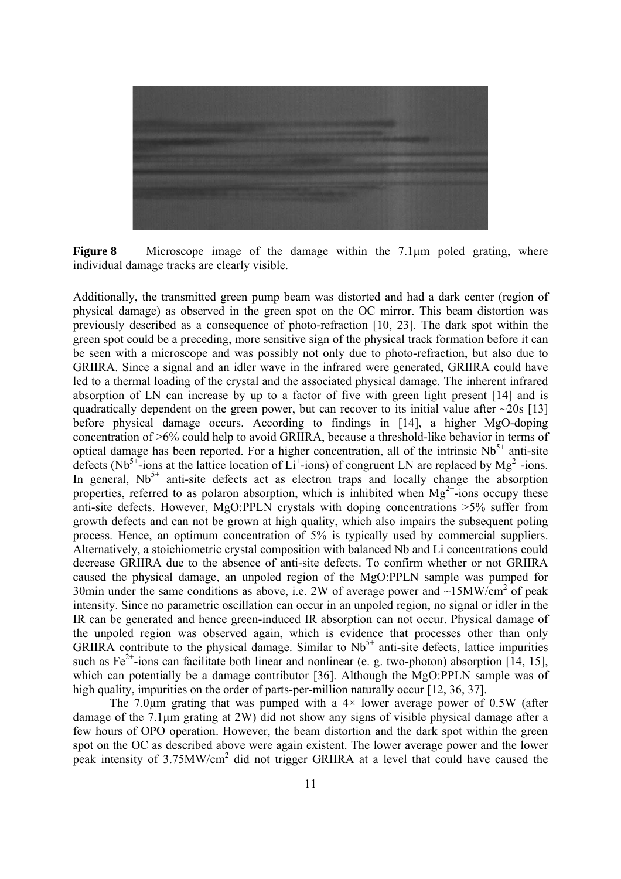**Figure 8** Microscope image of the damage within the 7.1µm poled grating, where individual damage tracks are clearly visible.

Additionally, the transmitted green pump beam was distorted and had a dark center (region of physical damage) as observed in the green spot on the OC mirror. This beam distortion was previously described as a consequence of photo-refraction [10, 23]. The dark spot within the green spot could be a preceding, more sensitive sign of the physical track formation before it can be seen with a microscope and was possibly not only due to photo-refraction, but also due to GRIIRA. Since a signal and an idler wave in the infrared were generated, GRIIRA could have led to a thermal loading of the crystal and the associated physical damage. The inherent infrared absorption of LN can increase by up to a factor of five with green light present [14] and is quadratically dependent on the green power, but can recover to its initial value after ~20s [13] before physical damage occurs. According to findings in [14], a higher MgO-doping concentration of >6% could help to avoid GRIIRA, because a threshold-like behavior in terms of optical damage has been reported. For a higher concentration, all of the intrinsic $Nb^{5+}$ anti-site defects ($Nb^{5+}$-ions at the lattice location of $Li^{+}$-ions) of congruent LN are replaced by $Mg^{2+}$-ions. In general, $Nb^{5+}$ anti-site defects act as electron traps and locally change the absorption properties, referred to as polaron absorption, which is inhibited when $Mg^{2+}$-ions occupy these anti-site defects. However, MgO:PPLN crystals with doping concentrations >5% suffer from growth defects and can not be grown at high quality, which also impairs the subsequent poling process. Hence, an optimum concentration of 5% is typically used by commercial suppliers. Alternatively, a stoichiometric crystal composition with balanced Nb and Li concentrations could decrease GRIIRA due to the absence of anti-site defects. To confirm whether or not GRIIRA caused the physical damage, an unpoled region of the MgO:PPLN sample was pumped for 30min under the same conditions as above, i.e. 2W of average power and ~15MW/cm$^2$ of peak intensity. Since no parametric oscillation can occur in an unpoled region, no signal or idler in the IR can be generated and hence green-induced IR absorption can not occur. Physical damage of the unpoled region was observed again, which is evidence that processes other than only GRIIRA contribute to the physical damage. Similar to $Nb^{5+}$ anti-site defects, lattice impurities such as $Fe^{2+}$-ions can facilitate both linear and nonlinear (e. g. two-photon) absorption [14, 15], which can potentially be a damage contributor [36]. Although the MgO:PPLN sample was of high quality, impurities on the order of parts-per-million naturally occur [12, 36, 37].

The 7.0µm grating that was pumped with a 4× lower average power of 0.5W (after damage of the 7.1µm grating at 2W) did not show any signs of visible physical damage after a few hours of OPO operation. However, the beam distortion and the dark spot within the green spot on the OC as described above were again existent. The lower average power and the lower peak intensity of 3.75MW/cm$^2$ did not trigger GRIIRA at a level that could have caused the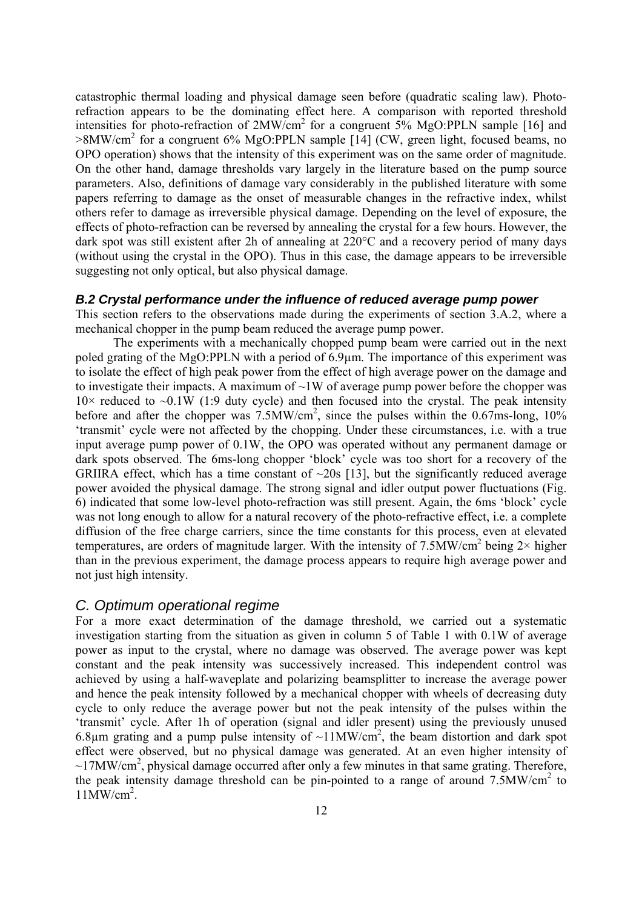catastrophic thermal loading and physical damage seen before (quadratic scaling law). Photo-refraction appears to be the dominating effect here. A comparison with reported threshold intensities for photo-refraction of 2MW/cm$^2$ for a congruent 5% MgO:PPLN sample [16] and >8MW/cm$^2$ for a congruent 6% MgO:PPLN sample [14] (CW, green light, focused beams, no OPO operation) shows that the intensity of this experiment was on the same order of magnitude. On the other hand, damage thresholds vary largely in the literature based on the pump source parameters. Also, definitions of damage vary considerably in the published literature with some papers referring to damage as the onset of measurable changes in the refractive index, whilst others refer to damage as irreversible physical damage. Depending on the level of exposure, the effects of photo-refraction can be reversed by annealing the crystal for a few hours. However, the dark spot was still existent after 2h of annealing at 220°C and a recovery period of many days (without using the crystal in the OPO). Thus in this case, the damage appears to be irreversible suggesting not only optical, but also physical damage.

### *B.2 Crystal performance under the influence of reduced average pump power*

This section refers to the observations made during the experiments of section 3.A.2, where a mechanical chopper in the pump beam reduced the average pump power.

The experiments with a mechanically chopped pump beam were carried out in the next poled grating of the MgO:PPLN with a period of 6.9µm. The importance of this experiment was to isolate the effect of high peak power from the effect of high average power on the damage and to investigate their impacts. A maximum of ~1W of average pump power before the chopper was 10× reduced to ~0.1W (1:9 duty cycle) and then focused into the crystal. The peak intensity before and after the chopper was 7.5MW/cm$^2$, since the pulses within the 0.67ms-long, 10% 'transmit' cycle were not affected by the chopping. Under these circumstances, i.e. with a true input average pump power of 0.1W, the OPO was operated without any permanent damage or dark spots observed. The 6ms-long chopper 'block' cycle was too short for a recovery of the GRIIRA effect, which has a time constant of ~20s [13], but the significantly reduced average power avoided the physical damage. The strong signal and idler output power fluctuations (Fig. 6) indicated that some low-level photo-refraction was still present. Again, the 6ms 'block' cycle was not long enough to allow for a natural recovery of the photo-refractive effect, i.e. a complete diffusion of the free charge carriers, since the time constants for this process, even at elevated temperatures, are orders of magnitude larger. With the intensity of 7.5MW/cm$^2$ being 2× higher than in the previous experiment, the damage process appears to require high average power and not just high intensity.

## *C. Optimum operational regime*

For a more exact determination of the damage threshold, we carried out a systematic investigation starting from the situation as given in column 5 of Table 1 with 0.1W of average power as input to the crystal, where no damage was observed. The average power was kept constant and the peak intensity was successively increased. This independent control was achieved by using a half-waveplate and polarizing beamsplitter to increase the average power and hence the peak intensity followed by a mechanical chopper with wheels of decreasing duty cycle to only reduce the average power but not the peak intensity of the pulses within the 'transmit' cycle. After 1h of operation (signal and idler present) using the previously unused 6.8µm grating and a pump pulse intensity of ~11MW/cm$^2$, the beam distortion and dark spot effect were observed, but no physical damage was generated. At an even higher intensity of ~17MW/cm$^2$, physical damage occurred after only a few minutes in that same grating. Therefore, the peak intensity damage threshold can be pin-pointed to a range of around 7.5MW/cm$^2$ to 11MW/cm$^2$.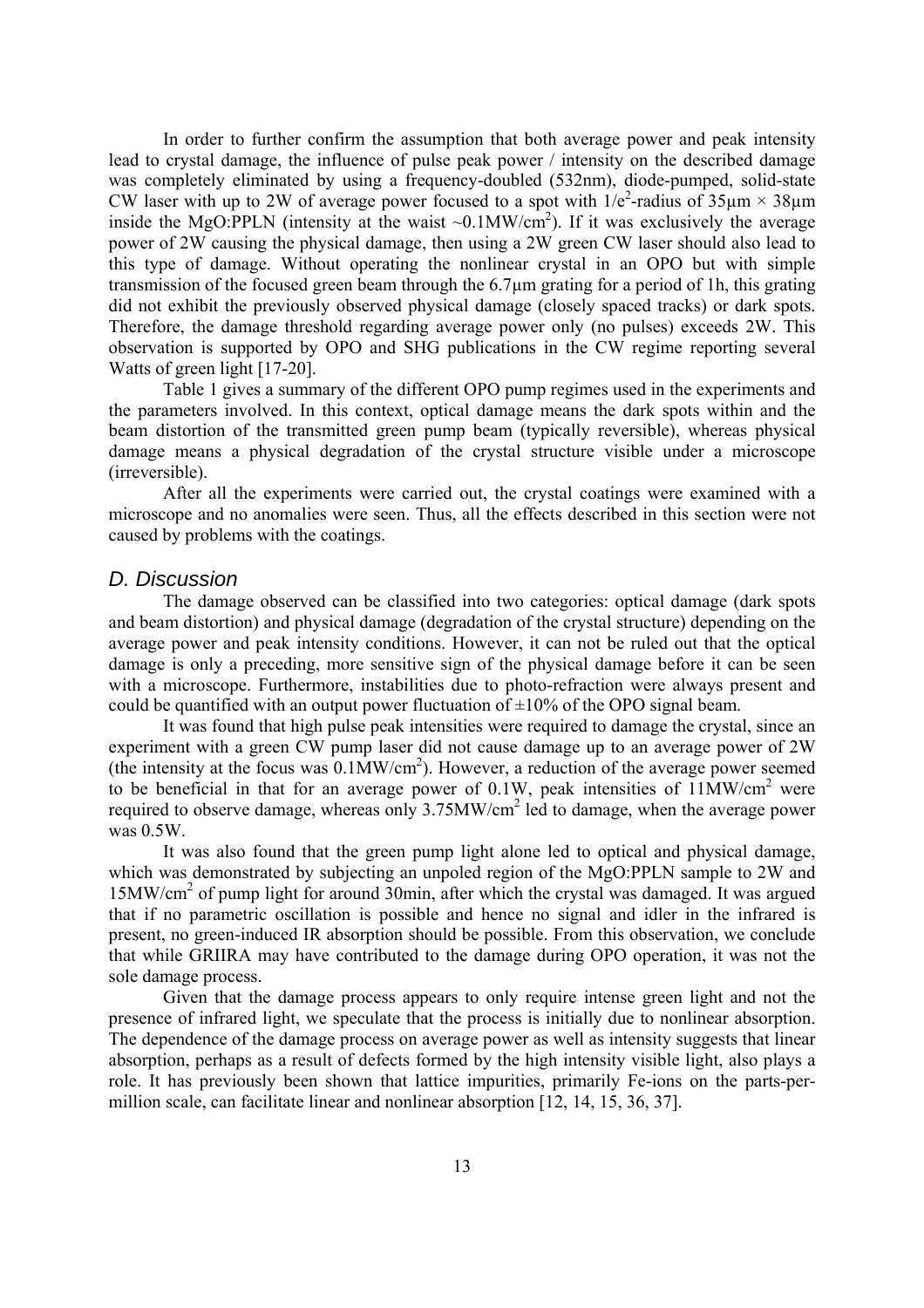In order to further confirm the assumption that both average power and peak intensity lead to crystal damage, the influence of pulse peak power / intensity on the described damage was completely eliminated by using a frequency-doubled (532nm), diode-pumped, solid-state CW laser with up to 2W of average power focused to a spot with $1/e^2$-radius of $35\mu m \times 38\mu m$ inside the MgO:PPLN (intensity at the waist $\sim 0.1 MW/cm^2$). If it was exclusively the average power of 2W causing the physical damage, then using a 2W green CW laser should also lead to this type of damage. Without operating the nonlinear crystal in an OPO but with simple transmission of the focused green beam through the 6.7μm grating for a period of 1h, this grating did not exhibit the previously observed physical damage (closely spaced tracks) or dark spots. Therefore, the damage threshold regarding average power only (no pulses) exceeds 2W. This observation is supported by OPO and SHG publications in the CW regime reporting several Watts of green light [17-20].

Table 1 gives a summary of the different OPO pump regimes used in the experiments and the parameters involved. In this context, optical damage means the dark spots within and the beam distortion of the transmitted green pump beam (typically reversible), whereas physical damage means a physical degradation of the crystal structure visible under a microscope (irreversible).

After all the experiments were carried out, the crystal coatings were examined with a microscope and no anomalies were seen. Thus, all the effects described in this section were not caused by problems with the coatings.

### *D. Discussion*

The damage observed can be classified into two categories: optical damage (dark spots and beam distortion) and physical damage (degradation of the crystal structure) depending on the average power and peak intensity conditions. However, it can not be ruled out that the optical damage is only a preceding, more sensitive sign of the physical damage before it can be seen with a microscope. Furthermore, instabilities due to photo-refraction were always present and could be quantified with an output power fluctuation of ±10% of the OPO signal beam.

It was found that high pulse peak intensities were required to damage the crystal, since an experiment with a green CW pump laser did not cause damage up to an average power of 2W (the intensity at the focus was $0.1 MW/cm^2$). However, a reduction of the average power seemed to be beneficial in that for an average power of 0.1W, peak intensities of $11 MW/cm^2$ were required to observe damage, whereas only $3.75 MW/cm^2$ led to damage, when the average power was 0.5W.

It was also found that the green pump light alone led to optical and physical damage, which was demonstrated by subjecting an unpoled region of the MgO:PPLN sample to 2W and $15 MW/cm^2$ of pump light for around 30min, after which the crystal was damaged. It was argued that if no parametric oscillation is possible and hence no signal and idler in the infrared is present, no green-induced IR absorption should be possible. From this observation, we conclude that while GRIIRA may have contributed to the damage during OPO operation, it was not the sole damage process.

Given that the damage process appears to only require intense green light and not the presence of infrared light, we speculate that the process is initially due to nonlinear absorption. The dependence of the damage process on average power as well as intensity suggests that linear absorption, perhaps as a result of defects formed by the high intensity visible light, also plays a role. It has previously been shown that lattice impurities, primarily Fe-ions on the parts-per-million scale, can facilitate linear and nonlinear absorption [12, 14, 15, 36, 37].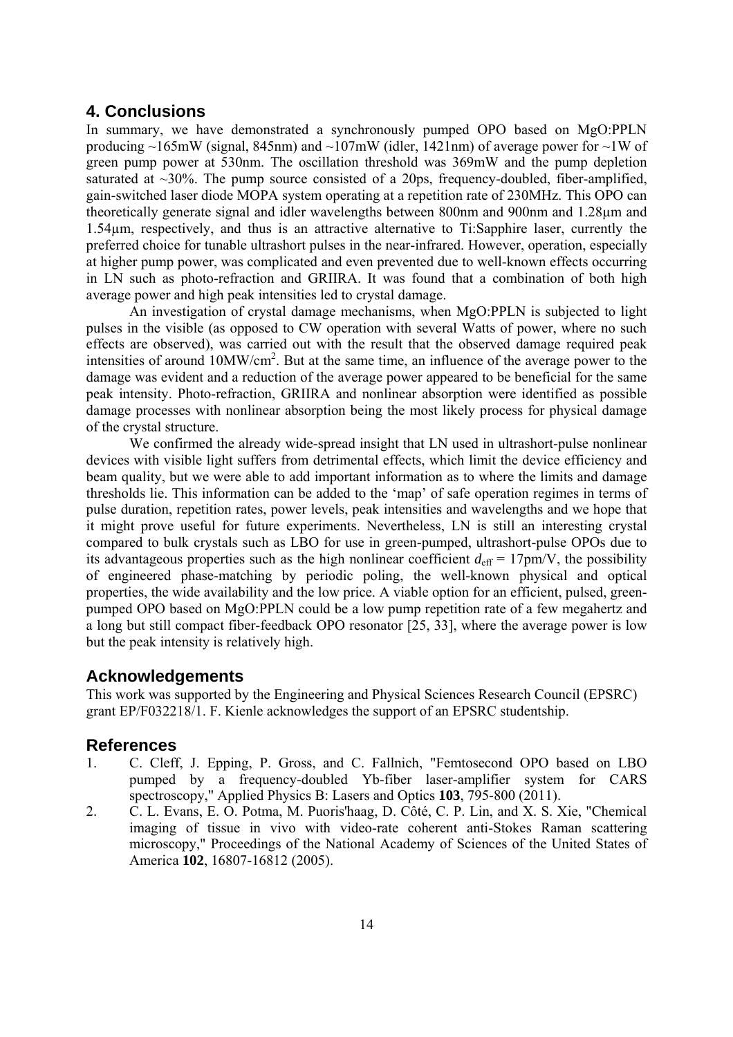## 4. Conclusions

In summary, we have demonstrated a synchronously pumped OPO based on MgO:PPLN producing ~165mW (signal, 845nm) and ~107mW (idler, 1421nm) of average power for ~1W of green pump power at 530nm. The oscillation threshold was 369mW and the pump depletion saturated at ~30%. The pump source consisted of a 20ps, frequency-doubled, fiber-amplified, gain-switched laser diode MOPA system operating at a repetition rate of 230MHz. This OPO can theoretically generate signal and idler wavelengths between 800nm and 900nm and 1.28µm and 1.54µm, respectively, and thus is an attractive alternative to Ti:Sapphire laser, currently the preferred choice for tunable ultrashort pulses in the near-infrared. However, operation, especially at higher pump power, was complicated and even prevented due to well-known effects occurring in LN such as photo-refraction and GRIIRA. It was found that a combination of both high average power and high peak intensities led to crystal damage.

An investigation of crystal damage mechanisms, when MgO:PPLN is subjected to light pulses in the visible (as opposed to CW operation with several Watts of power, where no such effects are observed), was carried out with the result that the observed damage required peak intensities of around 10MW/cm$^2$. But at the same time, an influence of the average power to the damage was evident and a reduction of the average power appeared to be beneficial for the same peak intensity. Photo-refraction, GRIIRA and nonlinear absorption were identified as possible damage processes with nonlinear absorption being the most likely process for physical damage of the crystal structure.

We confirmed the already wide-spread insight that LN used in ultrashort-pulse nonlinear devices with visible light suffers from detrimental effects, which limit the device efficiency and beam quality, but we were able to add important information as to where the limits and damage thresholds lie. This information can be added to the 'map' of safe operation regimes in terms of pulse duration, repetition rates, power levels, peak intensities and wavelengths and we hope that it might prove useful for future experiments. Nevertheless, LN is still an interesting crystal compared to bulk crystals such as LBO for use in green-pumped, ultrashort-pulse OPOs due to its advantageous properties such as the high nonlinear coefficient $d_{\mathrm{eff}}$ = 17pm/V, the possibility of engineered phase-matching by periodic poling, the well-known physical and optical properties, the wide availability and the low price. A viable option for an efficient, pulsed, green-pumped OPO based on MgO:PPLN could be a low pump repetition rate of a few megahertz and a long but still compact fiber-feedback OPO resonator [25, 33], where the average power is low but the peak intensity is relatively high.

## Acknowledgements

This work was supported by the Engineering and Physical Sciences Research Council (EPSRC) grant EP/F032218/1. F. Kienle acknowledges the support of an EPSRC studentship.

## References

1. C. Cleff, J. Epping, P. Gross, and C. Fallnich, "Femtosecond OPO based on LBO pumped by a frequency-doubled Yb-fiber laser-amplifier system for CARS spectroscopy," Applied Physics B: Lasers and Optics **103**, 795-800 (2011).
2. C. L. Evans, E. O. Potma, M. Puoris'haag, D. Côté, C. P. Lin, and X. S. Xie, "Chemical imaging of tissue in vivo with video-rate coherent anti-Stokes Raman scattering microscopy," Proceedings of the National Academy of Sciences of the United States of America **102**, 16807-16812 (2005).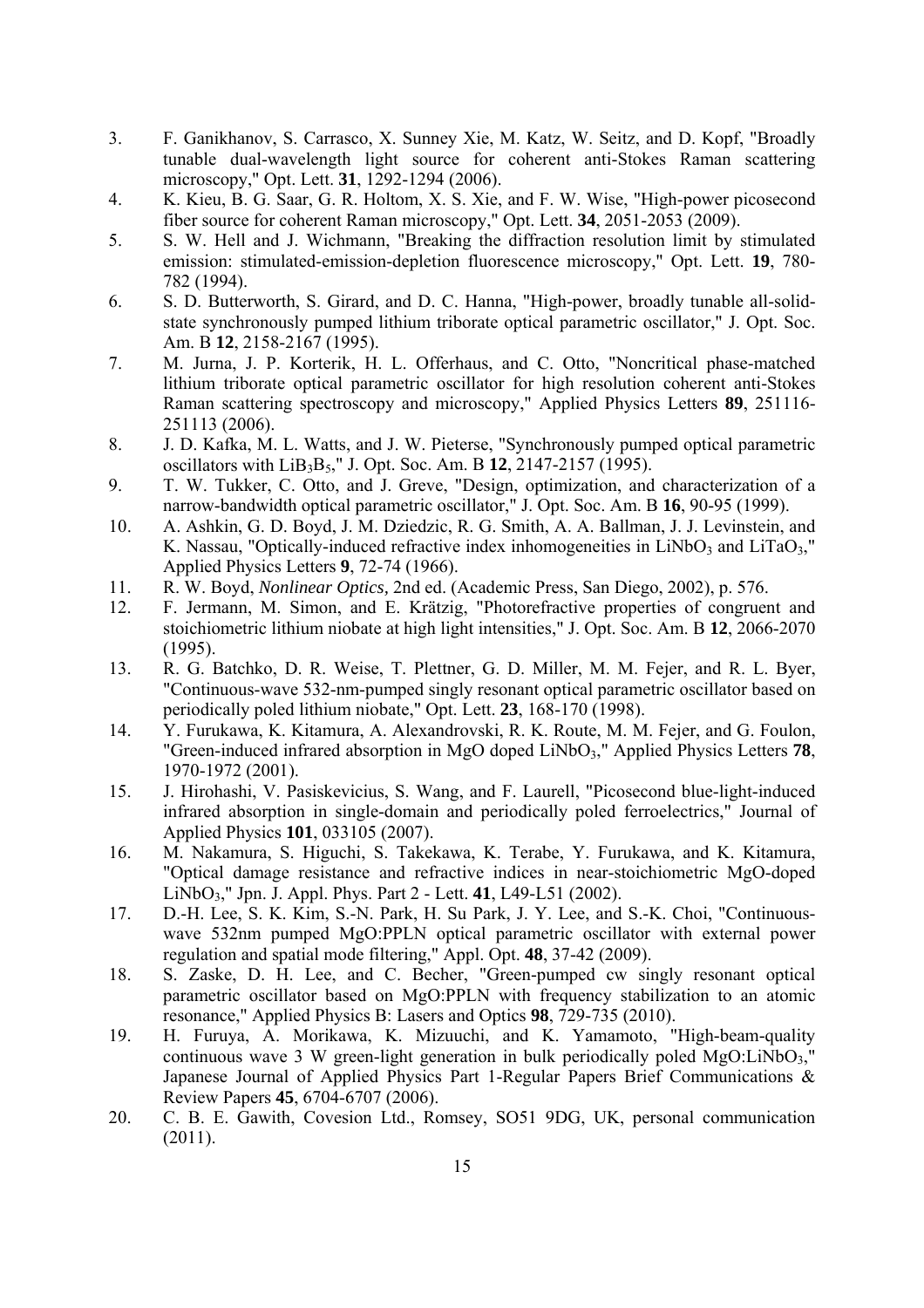3. F. Ganikhanov, S. Carrasco, X. Sunney Xie, M. Katz, W. Seitz, and D. Kopf, "Broadly tunable dual-wavelength light source for coherent anti-Stokes Raman scattering microscopy," Opt. Lett. **31**, 1292-1294 (2006).
4. K. Kieu, B. G. Saar, G. R. Holtom, X. S. Xie, and F. W. Wise, "High-power picosecond fiber source for coherent Raman microscopy," Opt. Lett. **34**, 2051-2053 (2009).
5. S. W. Hell and J. Wichmann, "Breaking the diffraction resolution limit by stimulated emission: stimulated-emission-depletion fluorescence microscopy," Opt. Lett. **19**, 780-782 (1994).
6. S. D. Butterworth, S. Girard, and D. C. Hanna, "High-power, broadly tunable all-solid-state synchronously pumped lithium triborate optical parametric oscillator," J. Opt. Soc. Am. B **12**, 2158-2167 (1995).
7. M. Jurna, J. P. Korterik, H. L. Offerhaus, and C. Otto, "Noncritical phase-matched lithium triborate optical parametric oscillator for high resolution coherent anti-Stokes Raman scattering spectroscopy and microscopy," Applied Physics Letters **89**, 251116-251113 (2006).
8. J. D. Kafka, M. L. Watts, and J. W. Pieterse, "Synchronously pumped optical parametric oscillators with $LiB_3B_5$," J. Opt. Soc. Am. B **12**, 2147-2157 (1995).
9. T. W. Tukker, C. Otto, and J. Greve, "Design, optimization, and characterization of a narrow-bandwidth optical parametric oscillator," J. Opt. Soc. Am. B **16**, 90-95 (1999).
10. A. Ashkin, G. D. Boyd, J. M. Dziedzic, R. G. Smith, A. A. Ballman, J. J. Levinstein, and K. Nassau, "Optically-induced refractive index inhomogeneities in $LiNbO_3$ and $LiTaO_3$," Applied Physics Letters **9**, 72-74 (1966).
11. R. W. Boyd, *Nonlinear Optics,* 2nd ed. (Academic Press, San Diego, 2002), p. 576.
12. F. Jermann, M. Simon, and E. Krätzig, "Photorefractive properties of congruent and stoichiometric lithium niobate at high light intensities," J. Opt. Soc. Am. B **12**, 2066-2070 (1995).
13. R. G. Batchko, D. R. Weise, T. Plettner, G. D. Miller, M. M. Fejer, and R. L. Byer, "Continuous-wave 532-nm-pumped singly resonant optical parametric oscillator based on periodically poled lithium niobate," Opt. Lett. **23**, 168-170 (1998).
14. Y. Furukawa, K. Kitamura, A. Alexandrovski, R. K. Route, M. M. Fejer, and G. Foulon, "Green-induced infrared absorption in MgO doped $LiNbO_3$," Applied Physics Letters **78**, 1970-1972 (2001).
15. J. Hirohashi, V. Pasiskevicius, S. Wang, and F. Laurell, "Picosecond blue-light-induced infrared absorption in single-domain and periodically poled ferroelectrics," Journal of Applied Physics **101**, 033105 (2007).
16. M. Nakamura, S. Higuchi, S. Takekawa, K. Terabe, Y. Furukawa, and K. Kitamura, "Optical damage resistance and refractive indices in near-stoichiometric MgO-doped $LiNbO_3$," Jpn. J. Appl. Phys. Part 2 - Lett. **41**, L49-L51 (2002).
17. D.-H. Lee, S. K. Kim, S.-N. Park, H. Su Park, J. Y. Lee, and S.-K. Choi, "Continuous-wave 532nm pumped MgO:PPLN optical parametric oscillator with external power regulation and spatial mode filtering," Appl. Opt. **48**, 37-42 (2009).
18. S. Zaske, D. H. Lee, and C. Becher, "Green-pumped cw singly resonant optical parametric oscillator based on MgO:PPLN with frequency stabilization to an atomic resonance," Applied Physics B: Lasers and Optics **98**, 729-735 (2010).
19. H. Furuya, A. Morikawa, K. Mizuuchi, and K. Yamamoto, "High-beam-quality continuous wave 3 W green-light generation in bulk periodically poled MgO:$LiNbO_3$," Japanese Journal of Applied Physics Part 1-Regular Papers Brief Communications & Review Papers **45**, 6704-6707 (2006).
20. C. B. E. Gawith, Covesion Ltd., Romsey, SO51 9DG, UK, personal communication (2011).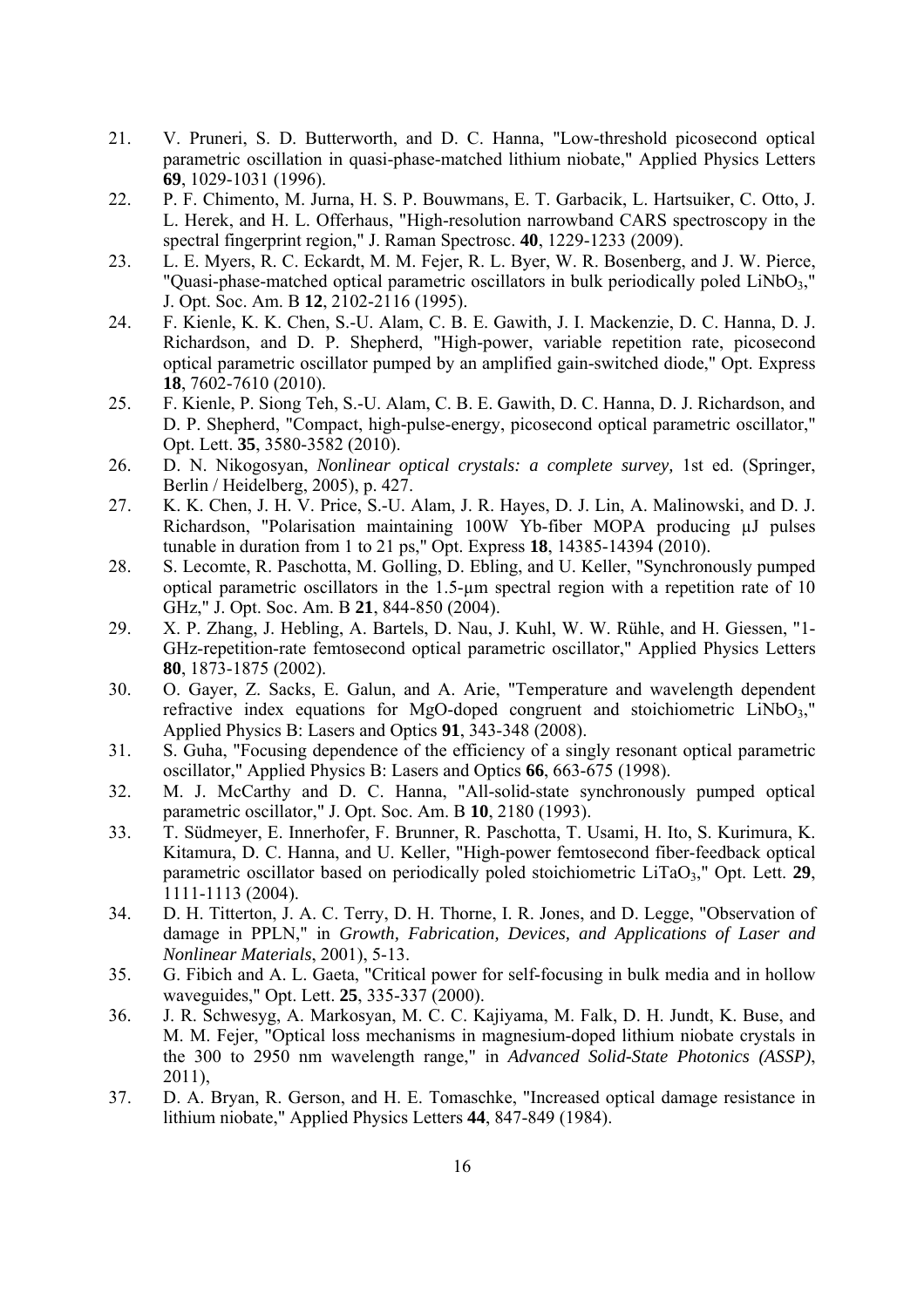21. V. Pruneri, S. D. Butterworth, and D. C. Hanna, "Low-threshold picosecond optical parametric oscillation in quasi-phase-matched lithium niobate," Applied Physics Letters **69**, 1029-1031 (1996).
22. P. F. Chimento, M. Jurna, H. S. P. Bouwmans, E. T. Garbacik, L. Hartsuiker, C. Otto, J. L. Herek, and H. L. Offerhaus, "High-resolution narrowband CARS spectroscopy in the spectral fingerprint region," J. Raman Spectrosc. **40**, 1229-1233 (2009).
23. L. E. Myers, R. C. Eckardt, M. M. Fejer, R. L. Byer, W. R. Bosenberg, and J. W. Pierce, "Quasi-phase-matched optical parametric oscillators in bulk periodically poled $LiNbO_3$," J. Opt. Soc. Am. B **12**, 2102-2116 (1995).
24. F. Kienle, K. K. Chen, S.-U. Alam, C. B. E. Gawith, J. I. Mackenzie, D. C. Hanna, D. J. Richardson, and D. P. Shepherd, "High-power, variable repetition rate, picosecond optical parametric oscillator pumped by an amplified gain-switched diode," Opt. Express **18**, 7602-7610 (2010).
25. F. Kienle, P. Siong Teh, S.-U. Alam, C. B. E. Gawith, D. C. Hanna, D. J. Richardson, and D. P. Shepherd, "Compact, high-pulse-energy, picosecond optical parametric oscillator," Opt. Lett. **35**, 3580-3582 (2010).
26. D. N. Nikogosyan, *Nonlinear optical crystals: a complete survey,* 1st ed. (Springer, Berlin / Heidelberg, 2005), p. 427.
27. K. K. Chen, J. H. V. Price, S.-U. Alam, J. R. Hayes, D. J. Lin, A. Malinowski, and D. J. Richardson, "Polarisation maintaining 100W Yb-fiber MOPA producing μJ pulses tunable in duration from 1 to 21 ps," Opt. Express **18**, 14385-14394 (2010).
28. S. Lecomte, R. Paschotta, M. Golling, D. Ebling, and U. Keller, "Synchronously pumped optical parametric oscillators in the 1.5-μm spectral region with a repetition rate of 10 GHz," J. Opt. Soc. Am. B **21**, 844-850 (2004).
29. X. P. Zhang, J. Hebling, A. Bartels, D. Nau, J. Kuhl, W. W. Rühle, and H. Giessen, "1-GHz-repetition-rate femtosecond optical parametric oscillator," Applied Physics Letters **80**, 1873-1875 (2002).
30. O. Gayer, Z. Sacks, E. Galun, and A. Arie, "Temperature and wavelength dependent refractive index equations for MgO-doped congruent and stoichiometric $LiNbO_3$," Applied Physics B: Lasers and Optics **91**, 343-348 (2008).
31. S. Guha, "Focusing dependence of the efficiency of a singly resonant optical parametric oscillator," Applied Physics B: Lasers and Optics **66**, 663-675 (1998).
32. M. J. McCarthy and D. C. Hanna, "All-solid-state synchronously pumped optical parametric oscillator," J. Opt. Soc. Am. B **10**, 2180 (1993).
33. T. Südmeyer, E. Innerhofer, F. Brunner, R. Paschotta, T. Usami, H. Ito, S. Kurimura, K. Kitamura, D. C. Hanna, and U. Keller, "High-power femtosecond fiber-feedback optical parametric oscillator based on periodically poled stoichiometric $LiTaO_3$," Opt. Lett. **29**, 1111-1113 (2004).
34. D. H. Titterton, J. A. C. Terry, D. H. Thorne, I. R. Jones, and D. Legge, "Observation of damage in PPLN," in *Growth, Fabrication, Devices, and Applications of Laser and Nonlinear Materials*, 2001), 5-13.
35. G. Fibich and A. L. Gaeta, "Critical power for self-focusing in bulk media and in hollow waveguides," Opt. Lett. **25**, 335-337 (2000).
36. J. R. Schwesyg, A. Markosyan, M. C. C. Kajiyama, M. Falk, D. H. Jundt, K. Buse, and M. M. Fejer, "Optical loss mechanisms in magnesium-doped lithium niobate crystals in the 300 to 2950 nm wavelength range," in *Advanced Solid-State Photonics (ASSP)*, 2011),
37. D. A. Bryan, R. Gerson, and H. E. Tomaschke, "Increased optical damage resistance in lithium niobate," Applied Physics Letters **44**, 847-849 (1984).